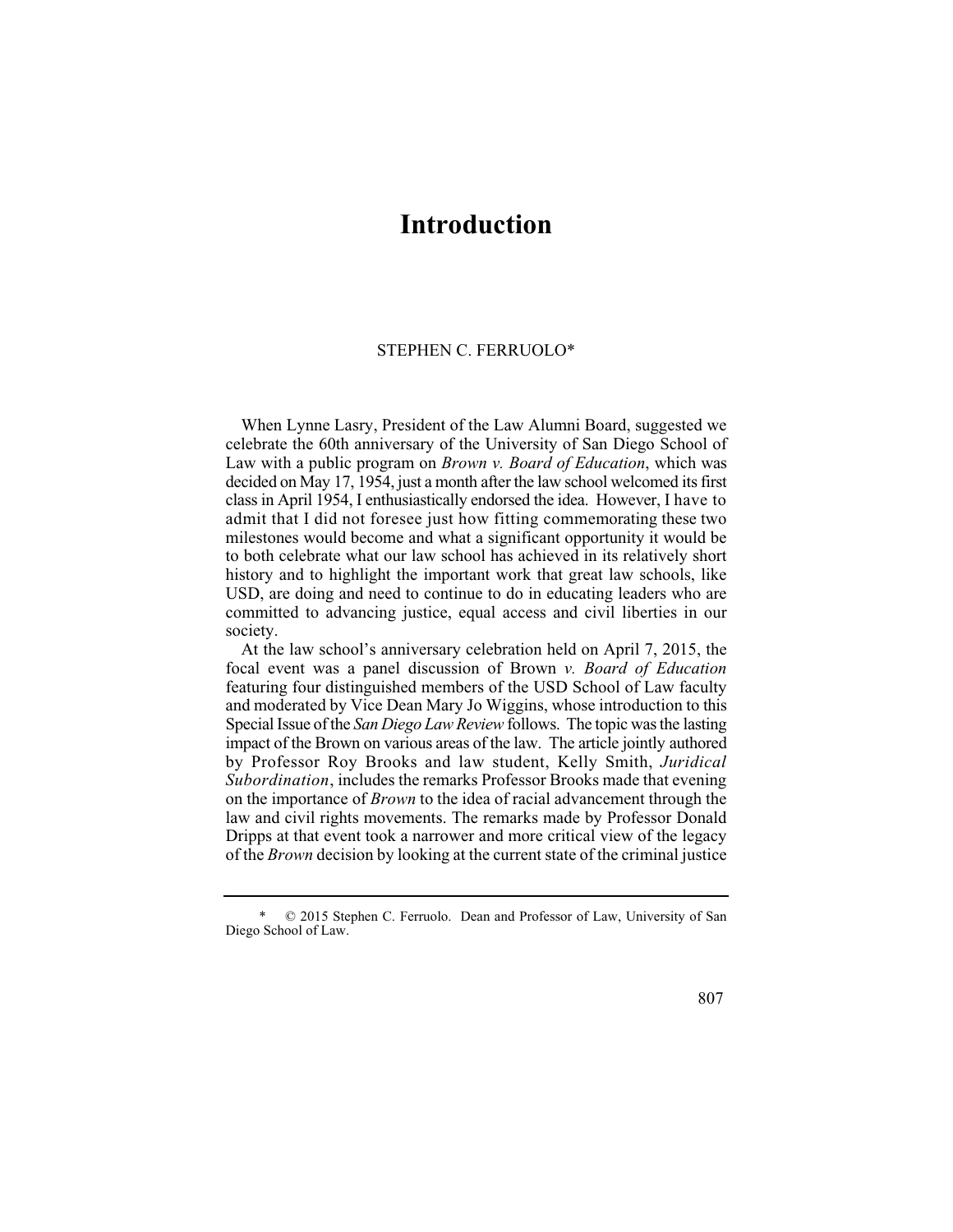# Introduction

STEPHEN C. FERRUOLO*

When Lynne Lasry, President of the Law Alumni Board, suggested we celebrate the 60th anniversary of the University of San Diego School of Law with a public program on *Brown v. Board of Education*, which was decided on May 17, 1954, just a month after the law school welcomed its first class in April 1954, I enthusiastically endorsed the idea. However, I have to admit that I did not foresee just how fitting commemorating these two milestones would become and what a significant opportunity it would be to both celebrate what our law school has achieved in its relatively short history and to highlight the important work that great law schools, like USD, are doing and need to continue to do in educating leaders who are committed to advancing justice, equal access and civil liberties in our society.

At the law school's anniversary celebration held on April 7, 2015, the focal event was a panel discussion of Brown *v. Board of Education* featuring four distinguished members of the USD School of Law faculty and moderated by Vice Dean Mary Jo Wiggins, whose introduction to this Special Issue of the *San Diego Law Review* follows. The topic was the lasting impact of the Brown on various areas of the law. The article jointly authored by Professor Roy Brooks and law student, Kelly Smith, *Juridical Subordination*, includes the remarks Professor Brooks made that evening on the importance of *Brown* to the idea of racial advancement through the law and civil rights movements. The remarks made by Professor Donald Dripps at that event took a narrower and more critical view of the legacy of the *Brown* decision by looking at the current state of the criminal justice

---

\* © 2015 Stephen C. Ferruolo. Dean and Professor of Law, University of San Diego School of Law.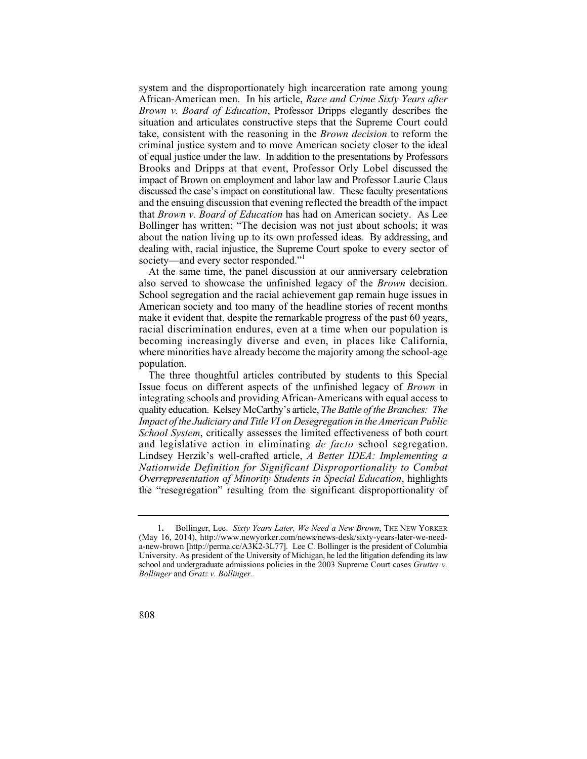system and the disproportionately high incarceration rate among young African-American men. In his article, *Race and Crime Sixty Years after Brown v. Board of Education*, Professor Dripps elegantly describes the situation and articulates constructive steps that the Supreme Court could take, consistent with the reasoning in the *Brown decision* to reform the criminal justice system and to move American society closer to the ideal of equal justice under the law. In addition to the presentations by Professors Brooks and Dripps at that event, Professor Orly Lobel discussed the impact of Brown on employment and labor law and Professor Laurie Claus discussed the case's impact on constitutional law. These faculty presentations and the ensuing discussion that evening reflected the breadth of the impact that *Brown v. Board of Education* has had on American society. As Lee Bollinger has written: "The decision was not just about schools; it was about the nation living up to its own professed ideas. By addressing, and dealing with, racial injustice, the Supreme Court spoke to every sector of society—and every sector responded."[1]

At the same time, the panel discussion at our anniversary celebration also served to showcase the unfinished legacy of the *Brown* decision. School segregation and the racial achievement gap remain huge issues in American society and too many of the headline stories of recent months make it evident that, despite the remarkable progress of the past 60 years, racial discrimination endures, even at a time when our population is becoming increasingly diverse and even, in places like California, where minorities have already become the majority among the school-age population.

The three thoughtful articles contributed by students to this Special Issue focus on different aspects of the unfinished legacy of *Brown* in integrating schools and providing African-Americans with equal access to quality education. Kelsey McCarthy's article, *The Battle of the Branches: The Impact of the Judiciary and Title VI on Desegregation in the American Public School System*, critically assesses the limited effectiveness of both court and legislative action in eliminating *de facto* school segregation. Lindsey Herzik's well-crafted article, *A Better IDEA: Implementing a Nationwide Definition for Significant Disproportionality to Combat Overrepresentation of Minority Students in Special Education*, highlights the "resegregation" resulting from the significant disproportionality of

1. Bollinger, Lee. *Sixty Years Later, We Need a New Brown*, THE NEW YORKER (May 16, 2014), http://www.newyorker.com/news/news-desk/sixty-years-later-we-need-a-new-brown [http://perma.cc/A3K2-3L77]. Lee C. Bollinger is the president of Columbia University. As president of the University of Michigan, he led the litigation defending its law school and undergraduate admissions policies in the 2003 Supreme Court cases *Grutter v. Bollinger* and *Gratz v. Bollinger*.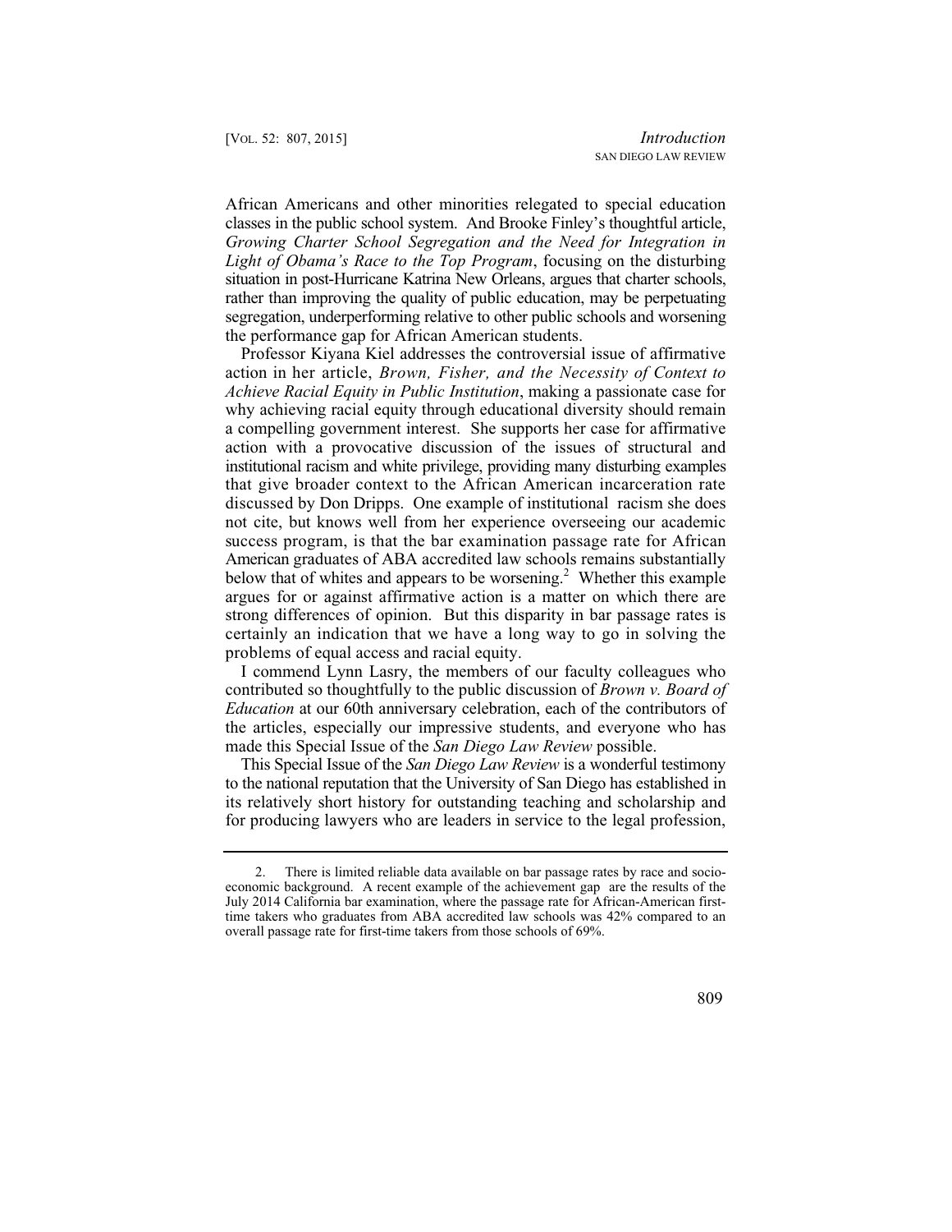African Americans and other minorities relegated to special education classes in the public school system. And Brooke Finley's thoughtful article, *Growing Charter School Segregation and the Need for Integration in Light of Obama's Race to the Top Program*, focusing on the disturbing situation in post-Hurricane Katrina New Orleans, argues that charter schools, rather than improving the quality of public education, may be perpetuating segregation, underperforming relative to other public schools and worsening the performance gap for African American students.

Professor Kiyana Kiel addresses the controversial issue of affirmative action in her article, *Brown, Fisher, and the Necessity of Context to Achieve Racial Equity in Public Institution*, making a passionate case for why achieving racial equity through educational diversity should remain a compelling government interest. She supports her case for affirmative action with a provocative discussion of the issues of structural and institutional racism and white privilege, providing many disturbing examples that give broader context to the African American incarceration rate discussed by Don Dripps. One example of institutional racism she does not cite, but knows well from her experience overseeing our academic success program, is that the bar examination passage rate for African American graduates of ABA accredited law schools remains substantially below that of whites and appears to be worsening.[2] Whether this example argues for or against affirmative action is a matter on which there are strong differences of opinion. But this disparity in bar passage rates is certainly an indication that we have a long way to go in solving the problems of equal access and racial equity.

I commend Lynn Lasry, the members of our faculty colleagues who contributed so thoughtfully to the public discussion of *Brown v. Board of Education* at our 60th anniversary celebration, each of the contributors of the articles, especially our impressive students, and everyone who has made this Special Issue of the *San Diego Law Review* possible.

This Special Issue of the *San Diego Law Review* is a wonderful testimony to the national reputation that the University of San Diego has established in its relatively short history for outstanding teaching and scholarship and for producing lawyers who are leaders in service to the legal profession,

---

2. There is limited reliable data available on bar passage rates by race and socio-economic background. A recent example of the achievement gap are the results of the July 2014 California bar examination, where the passage rate for African-American first-time takers who graduates from ABA accredited law schools was 42% compared to an overall passage rate for first-time takers from those schools of 69%.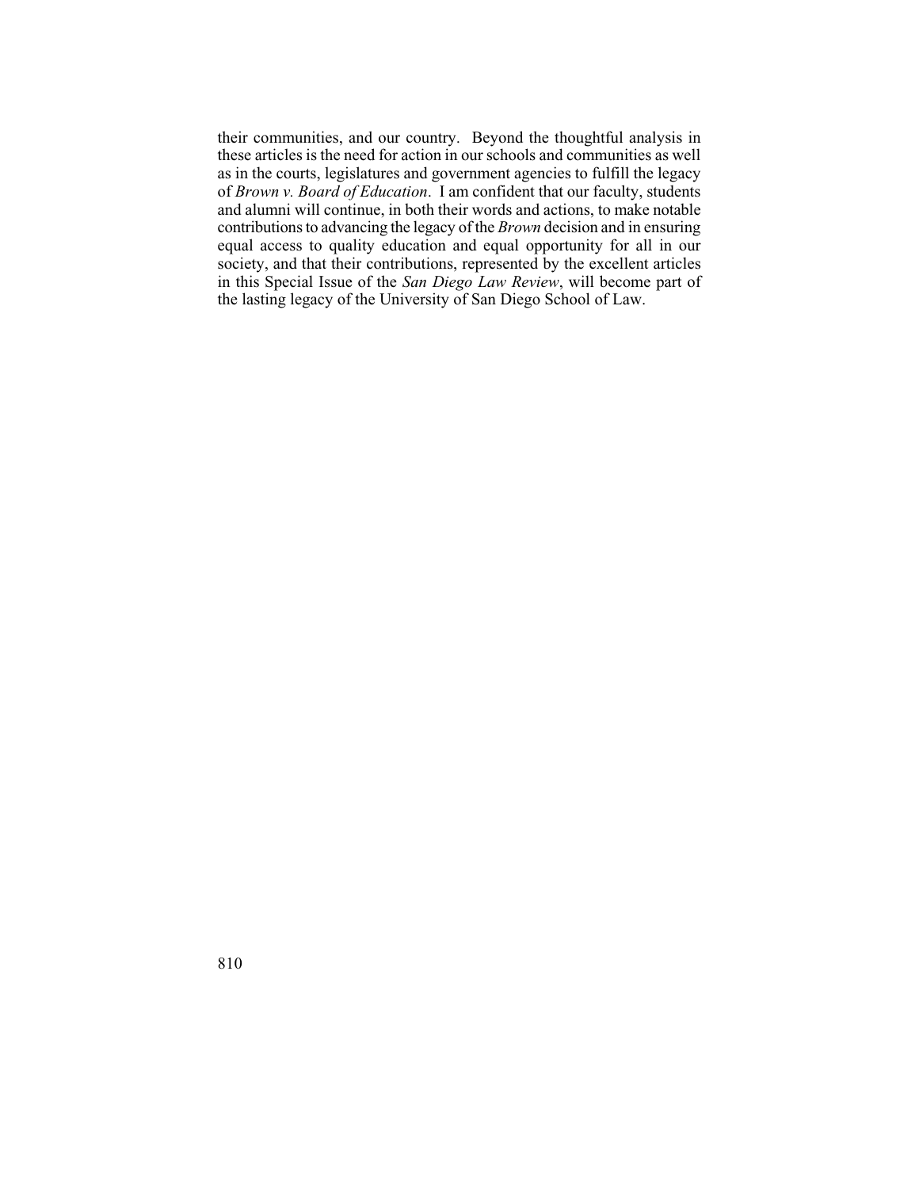their communities, and our country. Beyond the thoughtful analysis in these articles is the need for action in our schools and communities as well as in the courts, legislatures and government agencies to fulfill the legacy of *Brown v. Board of Education*. I am confident that our faculty, students and alumni will continue, in both their words and actions, to make notable contributions to advancing the legacy of the *Brown* decision and in ensuring equal access to quality education and equal opportunity for all in our society, and that their contributions, represented by the excellent articles in this Special Issue of the *San Diego Law Review*, will become part of the lasting legacy of the University of San Diego School of Law.